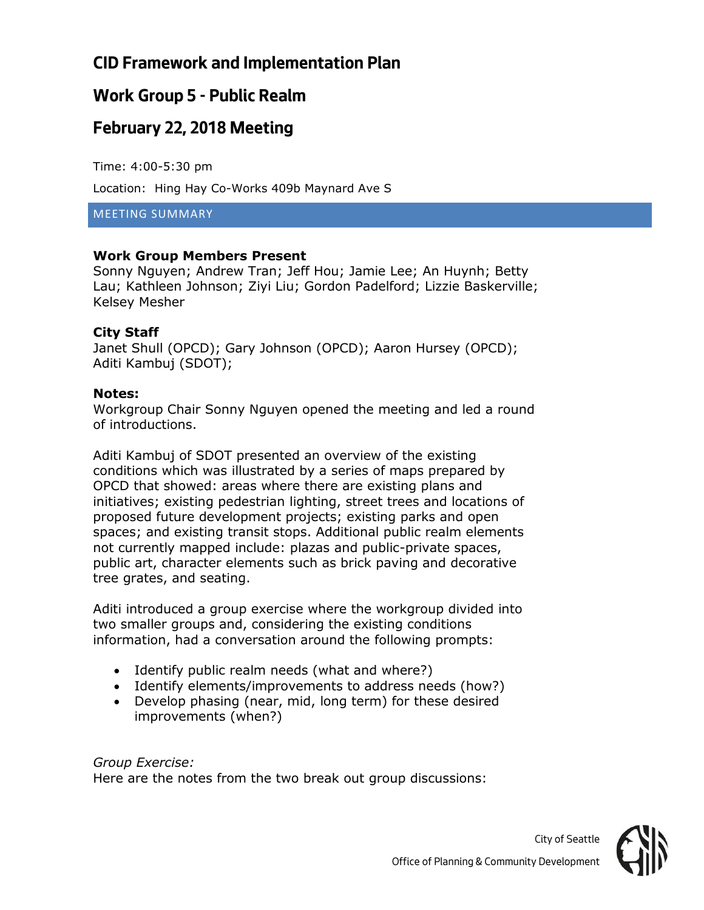# CID Framework and Implementation Plan

## Work Group 5 - Public Realm

## February 22, 2018 Meeting

Time: 4:00-5:30 pm

Location: Hing Hay Co-Works 409b Maynard Ave S

MEETING SUMMARY

**Work Group Members Present**
Sonny Nguyen; Andrew Tran; Jeff Hou; Jamie Lee; An Huynh; Betty Lau; Kathleen Johnson; Ziyi Liu; Gordon Padelford; Lizzie Baskerville; Kelsey Mesher

**City Staff**
Janet Shull (OPCD); Gary Johnson (OPCD); Aaron Hursey (OPCD); Aditi Kambuj (SDOT);

**Notes:**
Workgroup Chair Sonny Nguyen opened the meeting and led a round of introductions.

Aditi Kambuj of SDOT presented an overview of the existing conditions which was illustrated by a series of maps prepared by OPCD that showed: areas where there are existing plans and initiatives; existing pedestrian lighting, street trees and locations of proposed future development projects; existing parks and open spaces; and existing transit stops. Additional public realm elements not currently mapped include: plazas and public-private spaces, public art, character elements such as brick paving and decorative tree grates, and seating.

Aditi introduced a group exercise where the workgroup divided into two smaller groups and, considering the existing conditions information, had a conversation around the following prompts:

- Identify public realm needs (what and where?)
- Identify elements/improvements to address needs (how?)
- Develop phasing (near, mid, long term) for these desired improvements (when?)

*Group Exercise:*
Here are the notes from the two break out group discussions: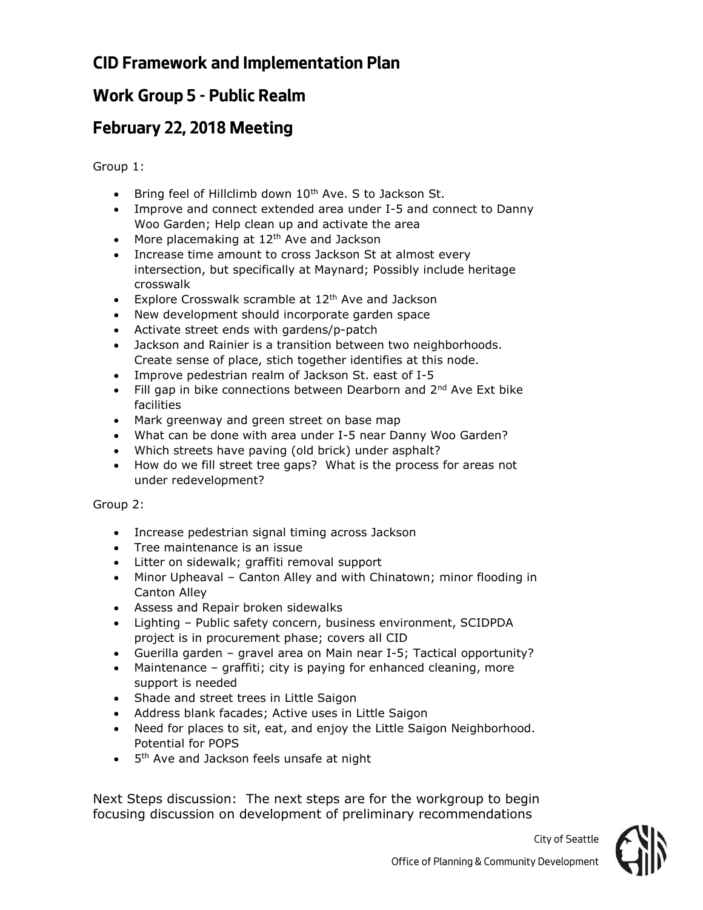# CID Framework and Implementation Plan

# Work Group 5 - Public Realm

# February 22, 2018 Meeting

Group 1:

- Bring feel of Hillclimb down 10th Ave. S to Jackson St.
- Improve and connect extended area under I-5 and connect to Danny Woo Garden; Help clean up and activate the area
- More placemaking at 12th Ave and Jackson
- Increase time amount to cross Jackson St at almost every intersection, but specifically at Maynard; Possibly include heritage crosswalk
- Explore Crosswalk scramble at 12th Ave and Jackson
- New development should incorporate garden space
- Activate street ends with gardens/p-patch
- Jackson and Rainier is a transition between two neighborhoods. Create sense of place, stich together identifies at this node.
- Improve pedestrian realm of Jackson St. east of I-5
- Fill gap in bike connections between Dearborn and 2nd Ave Ext bike facilities
- Mark greenway and green street on base map
- What can be done with area under I-5 near Danny Woo Garden?
- Which streets have paving (old brick) under asphalt?
- How do we fill street tree gaps? What is the process for areas not under redevelopment?

Group 2:

- Increase pedestrian signal timing across Jackson
- Tree maintenance is an issue
- Litter on sidewalk; graffiti removal support
- Minor Upheaval – Canton Alley and with Chinatown; minor flooding in Canton Alley
- Assess and Repair broken sidewalks
- Lighting – Public safety concern, business environment, SCIDPDA project is in procurement phase; covers all CID
- Guerilla garden – gravel area on Main near I-5; Tactical opportunity?
- Maintenance – graffiti; city is paying for enhanced cleaning, more support is needed
- Shade and street trees in Little Saigon
- Address blank facades; Active uses in Little Saigon
- Need for places to sit, eat, and enjoy the Little Saigon Neighborhood. Potential for POPS
- 5th Ave and Jackson feels unsafe at night

Next Steps discussion: The next steps are for the workgroup to begin focusing discussion on development of preliminary recommendations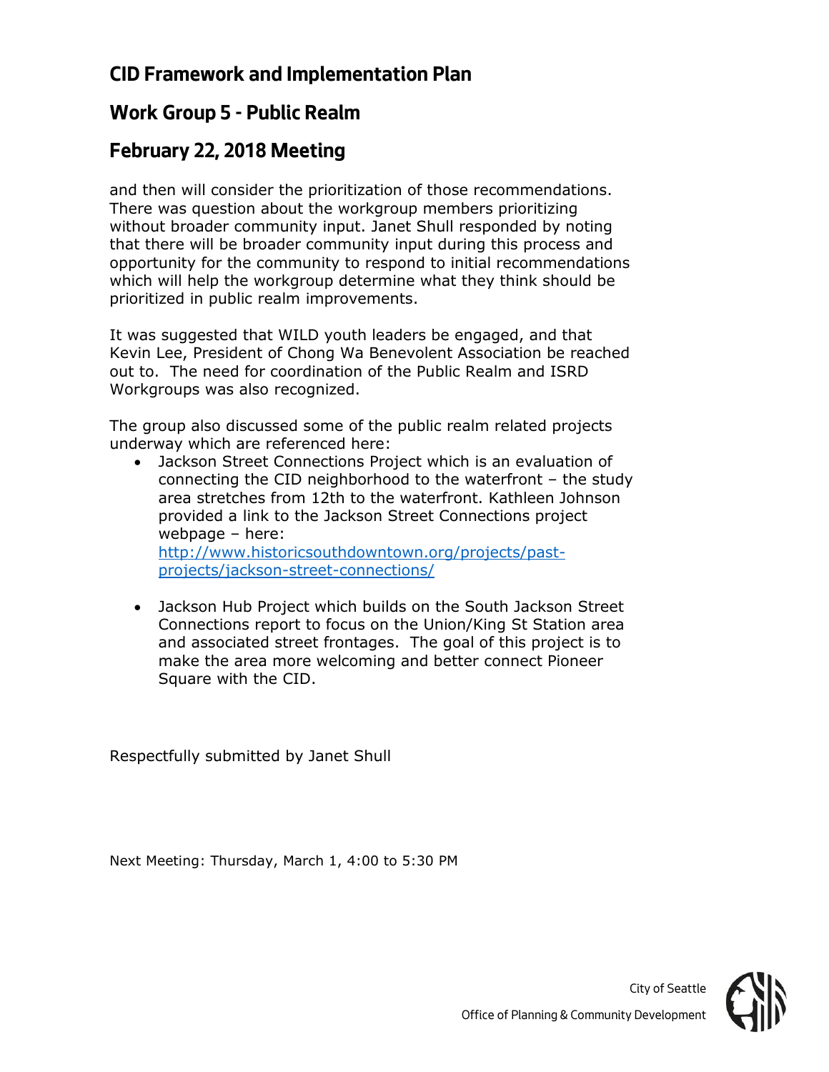# CID Framework and Implementation Plan

## Work Group 5 - Public Realm

## February 22, 2018 Meeting

and then will consider the prioritization of those recommendations. There was question about the workgroup members prioritizing without broader community input. Janet Shull responded by noting that there will be broader community input during this process and opportunity for the community to respond to initial recommendations which will help the workgroup determine what they think should be prioritized in public realm improvements.

It was suggested that WILD youth leaders be engaged, and that Kevin Lee, President of Chong Wa Benevolent Association be reached out to. The need for coordination of the Public Realm and ISRD Workgroups was also recognized.

The group also discussed some of the public realm related projects underway which are referenced here:

- Jackson Street Connections Project which is an evaluation of connecting the CID neighborhood to the waterfront – the study area stretches from 12th to the waterfront. Kathleen Johnson provided a link to the Jackson Street Connections project webpage – here: http://www.historicsouthdowntown.org/projects/past-projects/jackson-street-connections/

- Jackson Hub Project which builds on the South Jackson Street Connections report to focus on the Union/King St Station area and associated street frontages. The goal of this project is to make the area more welcoming and better connect Pioneer Square with the CID.

Respectfully submitted by Janet Shull

Next Meeting: Thursday, March 1, 4:00 to 5:30 PM